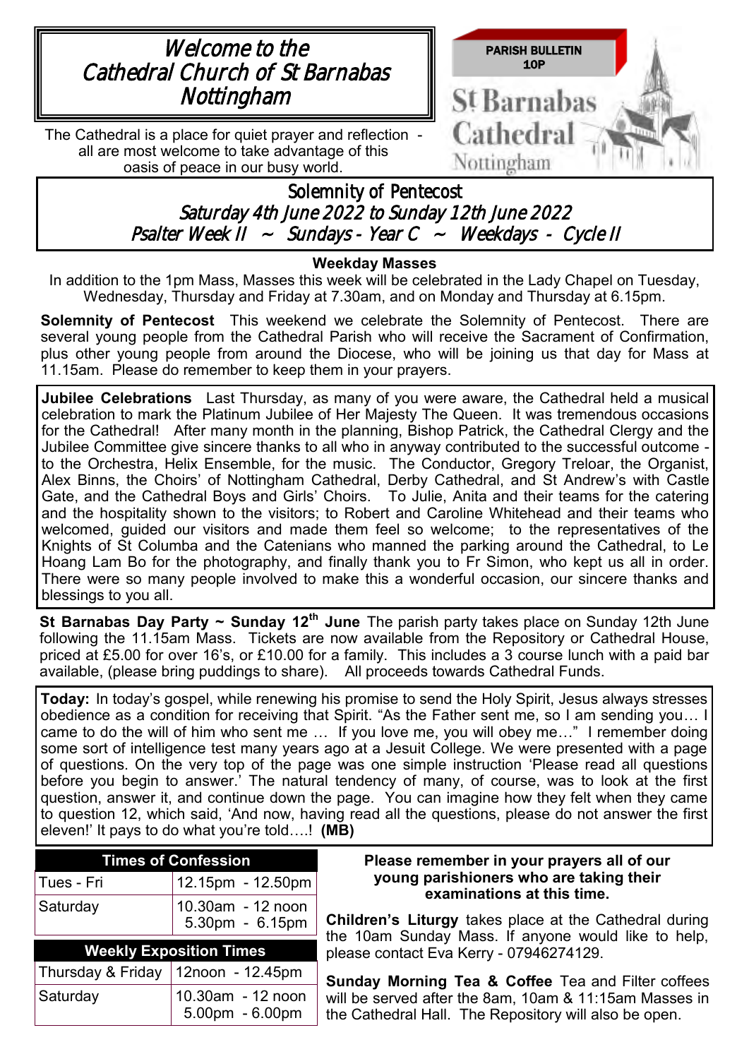# Welcome to the Cathedral Church of St Barnabas Nottingham

The Cathedral is a place for quiet prayer and reflection - all are most welcome to take advantage of this oasis of peace in our busy world.

PARISH BULLETIN
10P

St Barnabas Cathedral Nottingham

## Solemnity of Pentecost

*Saturday 4th June 2022 to Sunday 12th June 2022*

*Psalter Week II ~ Sundays - Year C ~ Weekdays - Cycle II*

**Weekday Masses**

In addition to the 1pm Mass, Masses this week will be celebrated in the Lady Chapel on Tuesday, Wednesday, Thursday and Friday at 7.30am, and on Monday and Thursday at 6.15pm.

**Solemnity of Pentecost** This weekend we celebrate the Solemnity of Pentecost. There are several young people from the Cathedral Parish who will receive the Sacrament of Confirmation, plus other young people from around the Diocese, who will be joining us that day for Mass at 11.15am. Please do remember to keep them in your prayers.

**Jubilee Celebrations** Last Thursday, as many of you were aware, the Cathedral held a musical celebration to mark the Platinum Jubilee of Her Majesty The Queen. It was tremendous occasions for the Cathedral! After many month in the planning, Bishop Patrick, the Cathedral Clergy and the Jubilee Committee give sincere thanks to all who in anyway contributed to the successful outcome - to the Orchestra, Helix Ensemble, for the music. The Conductor, Gregory Treloar, the Organist, Alex Binns, the Choirs' of Nottingham Cathedral, Derby Cathedral, and St Andrew's with Castle Gate, and the Cathedral Boys and Girls' Choirs. To Julie, Anita and their teams for the catering and the hospitality shown to the visitors; to Robert and Caroline Whitehead and their teams who welcomed, guided our visitors and made them feel so welcome; to the representatives of the Knights of St Columba and the Catenians who manned the parking around the Cathedral, to Le Hoang Lam Bo for the photography, and finally thank you to Fr Simon, who kept us all in order. There were so many people involved to make this a wonderful occasion, our sincere thanks and blessings to you all.

**St Barnabas Day Party ~ Sunday 12th June** The parish party takes place on Sunday 12th June following the 11.15am Mass. Tickets are now available from the Repository or Cathedral House, priced at £5.00 for over 16's, or £10.00 for a family. This includes a 3 course lunch with a paid bar available, (please bring puddings to share). All proceeds towards Cathedral Funds.

**Today:** In today's gospel, while renewing his promise to send the Holy Spirit, Jesus always stresses obedience as a condition for receiving that Spirit. "As the Father sent me, so I am sending you… I came to do the will of him who sent me … If you love me, you will obey me…" I remember doing some sort of intelligence test many years ago at a Jesuit College. We were presented with a page of questions. On the very top of the page was one simple instruction 'Please read all questions before you begin to answer.' The natural tendency of many, of course, was to look at the first question, answer it, and continue down the page. You can imagine how they felt when they came to question 12, which said, 'And now, having read all the questions, please do not answer the first eleven!' It pays to do what you're told….! **(MB)**

| Times of Confession | |
|---|---|
| Tues - Fri | 12.15pm - 12.50pm |
| Saturday | 10.30am - 12 noon<br>5.30pm - 6.15pm |

| Weekly Exposition Times | |
|---|---|
| Thursday & Friday | 12noon - 12.45pm |
| Saturday | 10.30am - 12 noon<br>5.00pm - 6.00pm |

**Please remember in your prayers all of our young parishioners who are taking their examinations at this time.**

**Children's Liturgy** takes place at the Cathedral during the 10am Sunday Mass. If anyone would like to help, please contact Eva Kerry - 07946274129.

**Sunday Morning Tea & Coffee** Tea and Filter coffees will be served after the 8am, 10am & 11:15am Masses in the Cathedral Hall. The Repository will also be open.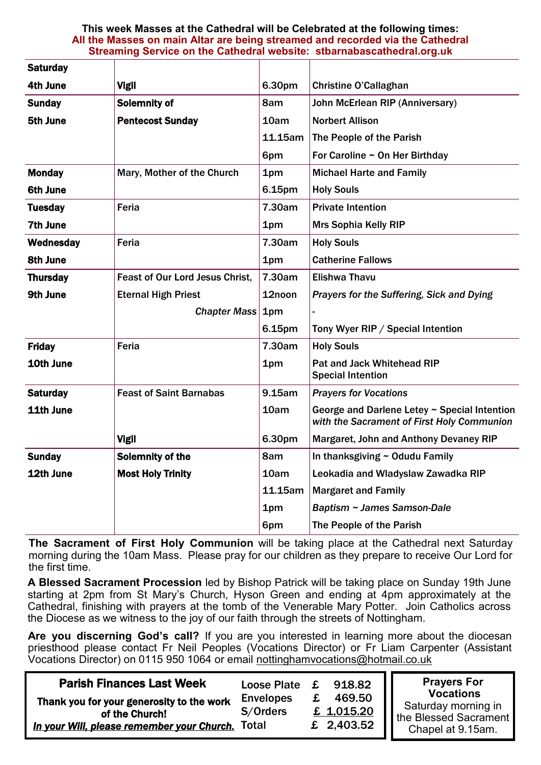**This week Masses at the Cathedral will be Celebrated at the following times:**
**All the Masses on main Altar are being streamed and recorded via the Cathedral Streaming Service on the Cathedral website: stbarnabascathedral.org.uk**

| Day | Celebration | Time | Intention |
|---|---|---|---|
| **Saturday 4th June** | **Vigil** | 6.30pm | Christine O'Callaghan |
| **Sunday 5th June** | **Solemnity of Pentecost Sunday** | 8am | John McErlean RIP (Anniversary) |
| | | 10am | Norbert Allison |
| | | 11.15am | The People of the Parish |
| | | 6pm | For Caroline ~ On Her Birthday |
| **Monday 6th June** | Mary, Mother of the Church | 1pm | Michael Harte and Family |
| | | 6.15pm | Holy Souls |
| **Tuesday 7th June** | Feria | 7.30am | Private Intention |
| | | 1pm | Mrs Sophia Kelly RIP |
| **Wednesday 8th June** | Feria | 7.30am | Holy Souls |
| | | 1pm | Catherine Fallows |
| **Thursday 9th June** | Feast of Our Lord Jesus Christ, Eternal High Priest | 7.30am | Elishwa Thavu |
| | | 12noon | *Prayers for the Suffering, Sick and Dying* |
| | *Chapter Mass* | 1pm | - |
| | | 6.15pm | Tony Wyer RIP / Special Intention |
| **Friday 10th June** | Feria | 7.30am | Holy Souls |
| | | 1pm | Pat and Jack Whitehead RIP<br>Special Intention |
| **Saturday 11th June** | Feast of Saint Barnabas | 9.15am | *Prayers for Vocations* |
| | | 10am | George and Darlene Letey ~ Special Intention *with the Sacrament of First Holy Communion* |
| | **Vigil** | 6.30pm | Margaret, John and Anthony Devaney RIP |
| **Sunday 12th June** | **Solemnity of the Most Holy Trinity** | 8am | In thanksgiving ~ Odudu Family |
| | | 10am | Leokadia and Wladyslaw Zawadka RIP |
| | | 11.15am | Margaret and Family |
| | | 1pm | *Baptism ~ James Samson-Dale* |
| | | 6pm | The People of the Parish |

**The Sacrament of First Holy Communion** will be taking place at the Cathedral next Saturday morning during the 10am Mass. Please pray for our children as they prepare to receive Our Lord for the first time.

**A Blessed Sacrament Procession** led by Bishop Patrick will be taking place on Sunday 19th June starting at 2pm from St Mary's Church, Hyson Green and ending at 4pm approximately at the Cathedral, finishing with prayers at the tomb of the Venerable Mary Potter. Join Catholics across the Diocese as we witness to the joy of our faith through the streets of Nottingham.

**Are you discerning God's call?** If you are you interested in learning more about the diocesan priesthood please contact Fr Neil Peoples (Vocations Director) or Fr Liam Carpenter (Assistant Vocations Director) on 0115 950 1064 or email nottinghamvocations@hotmail.co.uk

**Parish Finances Last Week**

**Thank you for your generosity to the work of the Church!**

***In your Will, please remember your Church.***

| | | |
|---|---|---|
| Loose Plate | £ | 918.82 |
| Envelopes | £ | 469.50 |
| S/Orders | £ | 1,015.20 |
| Total | £ | 2,403.52 |

**Prayers For Vocations**
Saturday morning in the Blessed Sacrament Chapel at 9.15am.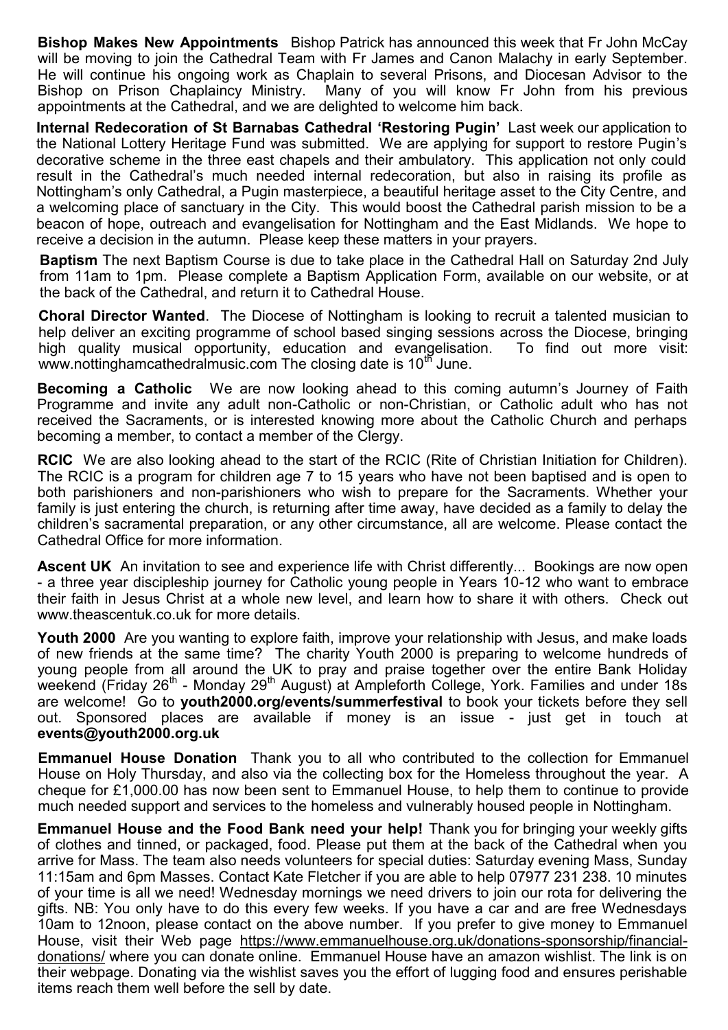**Bishop Makes New Appointments** Bishop Patrick has announced this week that Fr John McCay will be moving to join the Cathedral Team with Fr James and Canon Malachy in early September. He will continue his ongoing work as Chaplain to several Prisons, and Diocesan Advisor to the Bishop on Prison Chaplaincy Ministry. Many of you will know Fr John from his previous appointments at the Cathedral, and we are delighted to welcome him back.

**Internal Redecoration of St Barnabas Cathedral 'Restoring Pugin'** Last week our application to the National Lottery Heritage Fund was submitted. We are applying for support to restore Pugin's decorative scheme in the three east chapels and their ambulatory. This application not only could result in the Cathedral's much needed internal redecoration, but also in raising its profile as Nottingham's only Cathedral, a Pugin masterpiece, a beautiful heritage asset to the City Centre, and a welcoming place of sanctuary in the City. This would boost the Cathedral parish mission to be a beacon of hope, outreach and evangelisation for Nottingham and the East Midlands. We hope to receive a decision in the autumn. Please keep these matters in your prayers.

**Baptism** The next Baptism Course is due to take place in the Cathedral Hall on Saturday 2nd July from 11am to 1pm. Please complete a Baptism Application Form, available on our website, or at the back of the Cathedral, and return it to Cathedral House.

**Choral Director Wanted**. The Diocese of Nottingham is looking to recruit a talented musician to help deliver an exciting programme of school based singing sessions across the Diocese, bringing high quality musical opportunity, education and evangelisation. To find out more visit: www.nottinghamcathedralmusic.com The closing date is 10th June.

**Becoming a Catholic** We are now looking ahead to this coming autumn's Journey of Faith Programme and invite any adult non-Catholic or non-Christian, or Catholic adult who has not received the Sacraments, or is interested knowing more about the Catholic Church and perhaps becoming a member, to contact a member of the Clergy.

**RCIC** We are also looking ahead to the start of the RCIC (Rite of Christian Initiation for Children). The RCIC is a program for children age 7 to 15 years who have not been baptised and is open to both parishioners and non-parishioners who wish to prepare for the Sacraments. Whether your family is just entering the church, is returning after time away, have decided as a family to delay the children's sacramental preparation, or any other circumstance, all are welcome. Please contact the Cathedral Office for more information.

**Ascent UK** An invitation to see and experience life with Christ differently... Bookings are now open - a three year discipleship journey for Catholic young people in Years 10-12 who want to embrace their faith in Jesus Christ at a whole new level, and learn how to share it with others. Check out www.theascentuk.co.uk for more details.

**Youth 2000** Are you wanting to explore faith, improve your relationship with Jesus, and make loads of new friends at the same time? The charity Youth 2000 is preparing to welcome hundreds of young people from all around the UK to pray and praise together over the entire Bank Holiday weekend (Friday 26th - Monday 29th August) at Ampleforth College, York. Families and under 18s are welcome! Go to **youth2000.org/events/summerfestival** to book your tickets before they sell out. Sponsored places are available if money is an issue - just get in touch at **events@youth2000.org.uk**

**Emmanuel House Donation** Thank you to all who contributed to the collection for Emmanuel House on Holy Thursday, and also via the collecting box for the Homeless throughout the year. A cheque for £1,000.00 has now been sent to Emmanuel House, to help them to continue to provide much needed support and services to the homeless and vulnerably housed people in Nottingham.

**Emmanuel House and the Food Bank need your help!** Thank you for bringing your weekly gifts of clothes and tinned, or packaged, food. Please put them at the back of the Cathedral when you arrive for Mass. The team also needs volunteers for special duties: Saturday evening Mass, Sunday 11:15am and 6pm Masses. Contact Kate Fletcher if you are able to help 07977 231 238. 10 minutes of your time is all we need! Wednesday mornings we need drivers to join our rota for delivering the gifts. NB: You only have to do this every few weeks. If you have a car and are free Wednesdays 10am to 12noon, please contact on the above number. If you prefer to give money to Emmanuel House, visit their Web page https://www.emmanuelhouse.org.uk/donations-sponsorship/financial-donations/ where you can donate online. Emmanuel House have an amazon wishlist. The link is on their webpage. Donating via the wishlist saves you the effort of lugging food and ensures perishable items reach them well before the sell by date.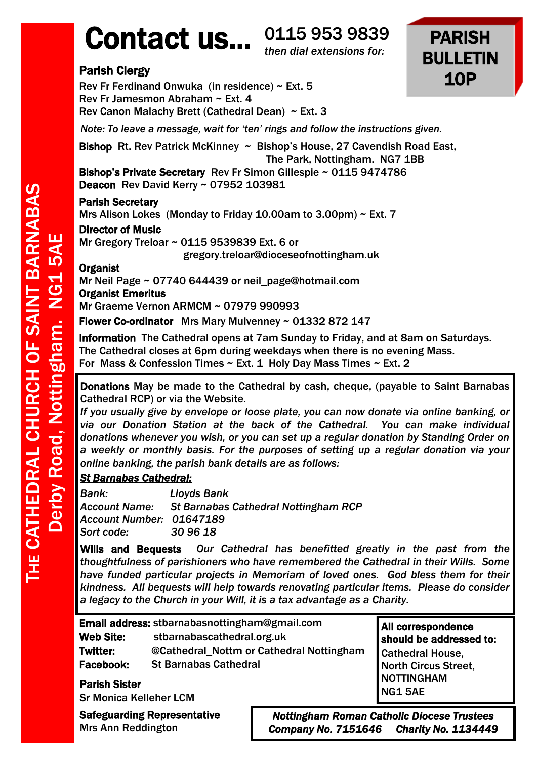THE CATHEDRAL CHURCH OF SAINT BARNABAS
Derby Road, Nottingham. NG1 5AE

# Contact us...

0115 953 9839
*then dial extensions for:*

**PARISH BULLETIN 10P**

**Parish Clergy**
Rev Fr Ferdinand Onwuka (in residence) ~ Ext. 5
Rev Fr Jamesmon Abraham ~ Ext. 4
Rev Canon Malachy Brett (Cathedral Dean) ~ Ext. 3

*Note: To leave a message, wait for 'ten' rings and follow the instructions given.*

**Bishop** Rt. Rev Patrick McKinney ~ Bishop's House, 27 Cavendish Road East, The Park, Nottingham. NG7 1BB

**Bishop's Private Secretary** Rev Fr Simon Gillespie ~ 0115 9474786

**Deacon** Rev David Kerry ~ 07952 103981

**Parish Secretary**
Mrs Alison Lokes (Monday to Friday 10.00am to 3.00pm) ~ Ext. 7

**Director of Music**
Mr Gregory Treloar ~ 0115 9539839 Ext. 6 or gregory.treloar@dioceseofnottingham.uk

**Organist**
Mr Neil Page ~ 07740 644439 or neil_page@hotmail.com

**Organist Emeritus**
Mr Graeme Vernon ARMCM ~ 07979 990993

**Flower Co-ordinator** Mrs Mary Mulvenney ~ 01332 872 147

**Information** The Cathedral opens at 7am Sunday to Friday, and at 8am on Saturdays. The Cathedral closes at 6pm during weekdays when there is no evening Mass.
For Mass & Confession Times ~ Ext. 1 Holy Day Mass Times ~ Ext. 2

**Donations** May be made to the Cathedral by cash, cheque, (payable to Saint Barnabas Cathedral RCP) or via the Website.
*If you usually give by envelope or loose plate, you can now donate via online banking, or via our Donation Station at the back of the Cathedral. You can make individual donations whenever you wish, or you can set up a regular donation by Standing Order on a weekly or monthly basis. For the purposes of setting up a regular donation via your online banking, the parish bank details are as follows:*

***St Barnabas Cathedral:***

| | |
|---|---|
| *Bank:* | *Lloyds Bank* |
| *Account Name:* | *St Barnabas Cathedral Nottingham RCP* |
| *Account Number:* | *01647189* |
| *Sort code:* | *30 96 18* |

**Wills and Bequests** *Our Cathedral has benefitted greatly in the past from the thoughtfulness of parishioners who have remembered the Cathedral in their Wills. Some have funded particular projects in Memoriam of loved ones. God bless them for their kindness. All bequests will help towards renovating particular items. Please do consider a legacy to the Church in your Will, it is a tax advantage as a Charity.*

**Email address:** stbarnabasnottingham@gmail.com
**Web Site:** stbarnabascathedral.org.uk
**Twitter:** @Cathedral_Nottm or Cathedral Nottingham
**Facebook:** St Barnabas Cathedral

**All correspondence should be addressed to:**
Cathedral House,
North Circus Street,
NOTTINGHAM
NG1 5AE

**Parish Sister**
Sr Monica Kelleher LCM

**Safeguarding Representative**
Mrs Ann Reddington

***Nottingham Roman Catholic Diocese Trustees***
***Company No. 7151646 Charity No. 1134449***